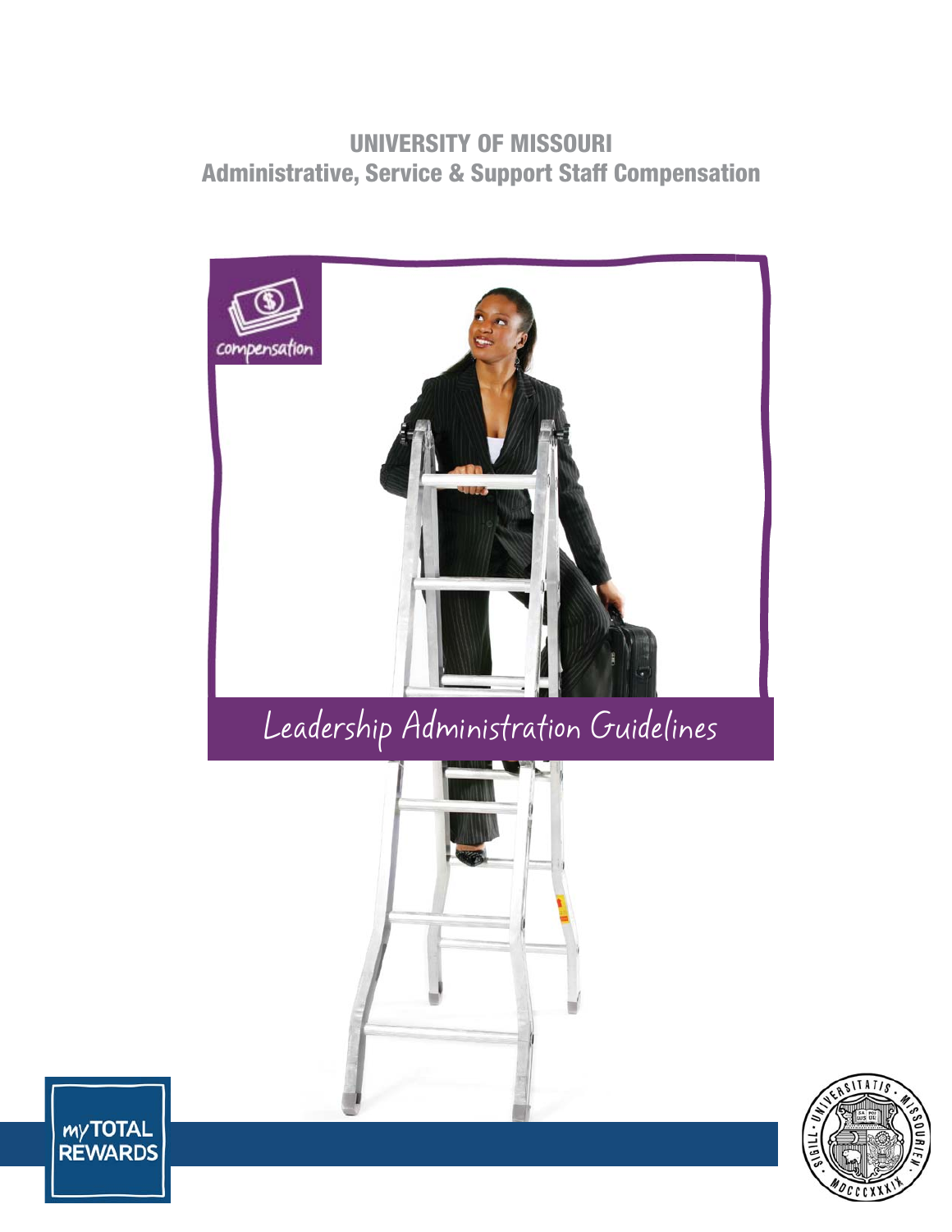# UNIVERSITY OF MISSOURI
## Administrative, Service & Support Staff Compensation

compensation

# Leadership Administration Guidelines

myTOTAL REWARDS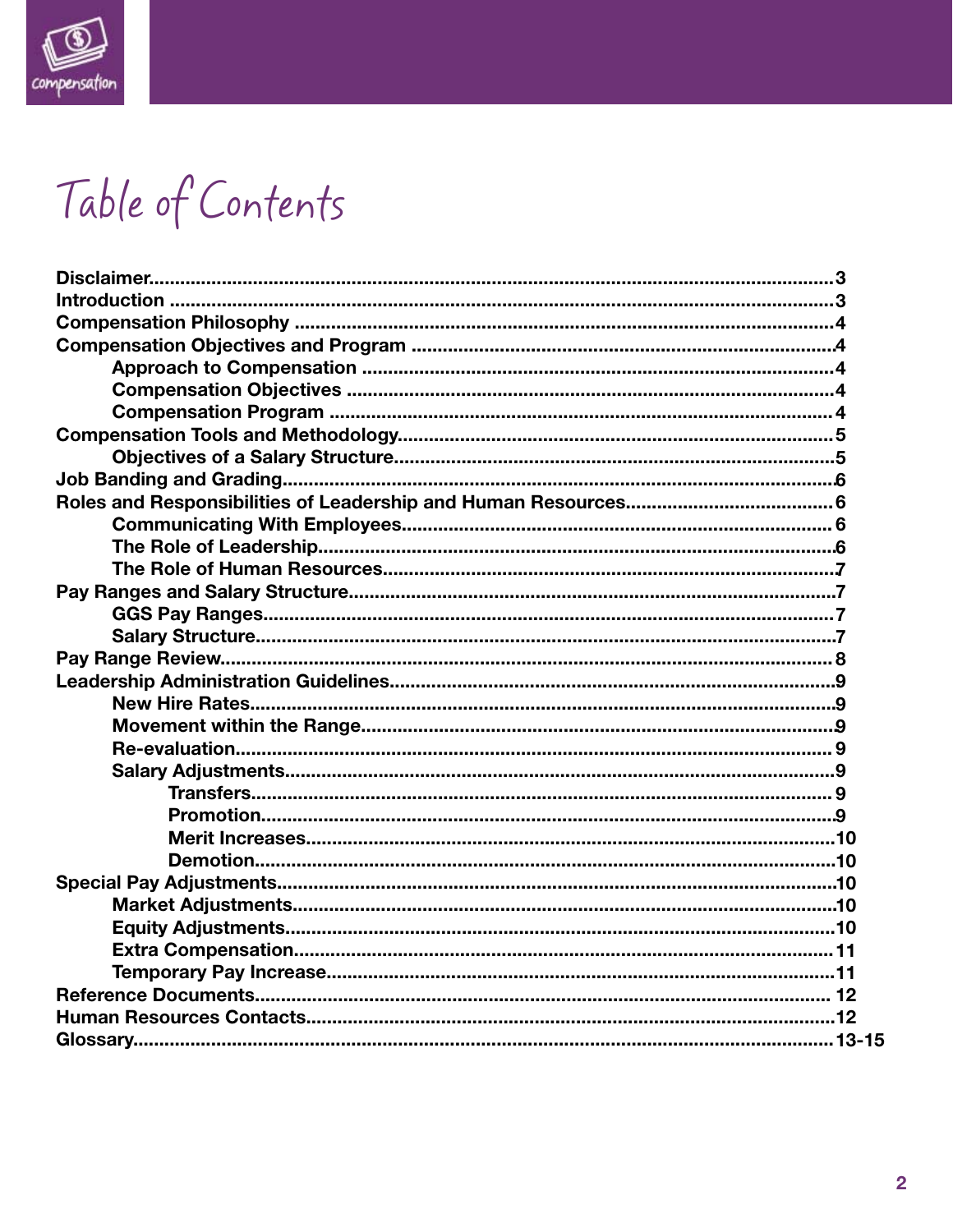# Table of Contents

- **Disclaimer** .......... 3
- **Introduction** .......... 3
- **Compensation Philosophy** .......... 4
- **Compensation Objectives and Program** .......... 4
  - **Approach to Compensation** .......... 4
  - **Compensation Objectives** .......... 4
  - **Compensation Program** .......... 4
- **Compensation Tools and Methodology** .......... 5
  - **Objectives of a Salary Structure** .......... 5
- **Job Banding and Grading** .......... 6
- **Roles and Responsibilities of Leadership and Human Resources** .......... 6
  - **Communicating With Employees** .......... 6
  - **The Role of Leadership** .......... 6
  - **The Role of Human Resources** .......... 7
- **Pay Ranges and Salary Structure** .......... 7
  - **GGS Pay Ranges** .......... 7
  - **Salary Structure** .......... 7
- **Pay Range Review** .......... 8
- **Leadership Administration Guidelines** .......... 9
  - **New Hire Rates** .......... 9
  - **Movement within the Range** .......... 9
  - **Re-evaluation** .......... 9
  - **Salary Adjustments** .......... 9
    - **Transfers** .......... 9
    - **Promotion** .......... 9
    - **Merit Increases** .......... 10
    - **Demotion** .......... 10
- **Special Pay Adjustments** .......... 10
  - **Market Adjustments** .......... 10
  - **Equity Adjustments** .......... 10
  - **Extra Compensation** .......... 11
  - **Temporary Pay Increase** .......... 11
- **Reference Documents** .......... 12
- **Human Resources Contacts** .......... 12
- **Glossary** .......... 13-15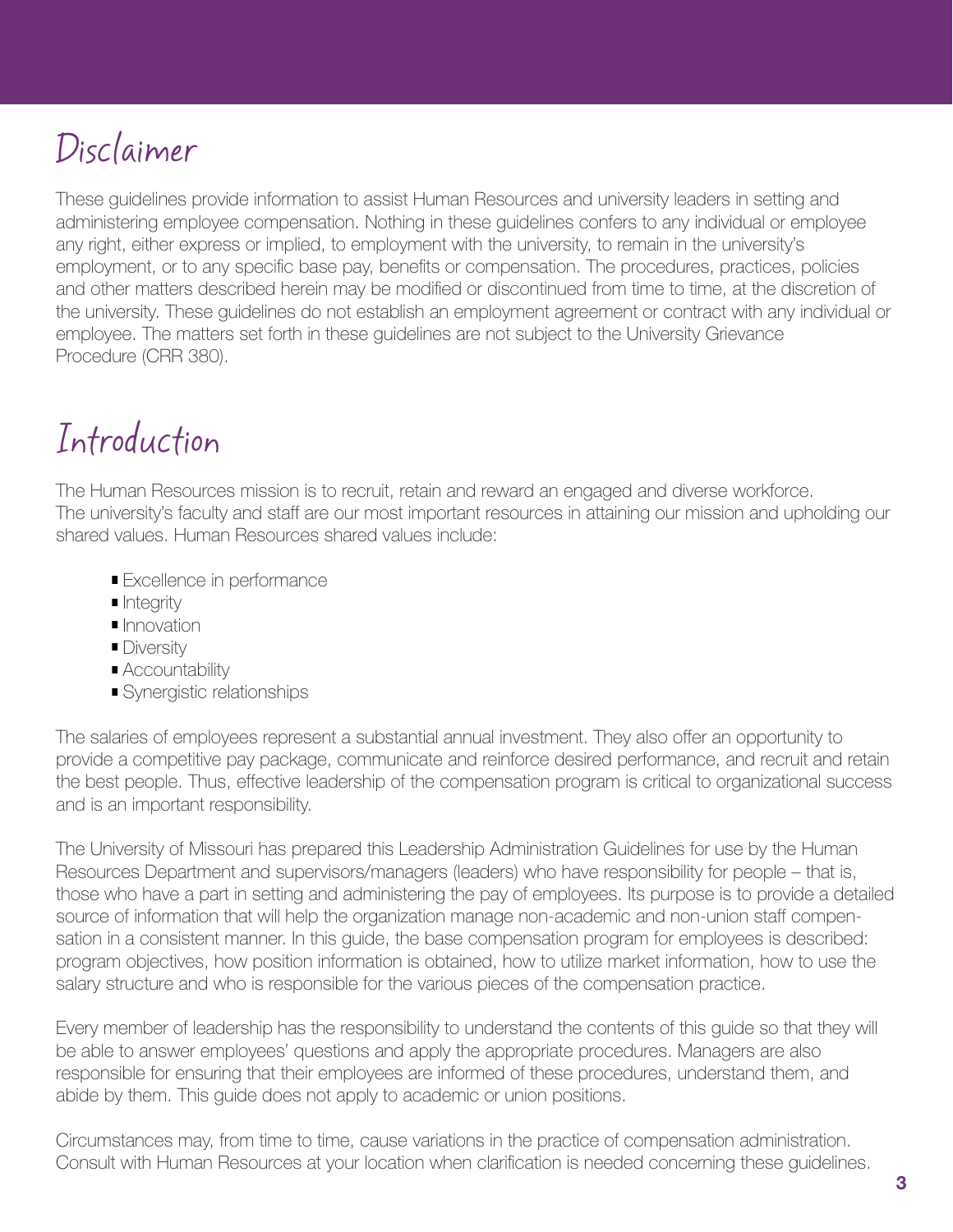# Disclaimer

These guidelines provide information to assist Human Resources and university leaders in setting and administering employee compensation. Nothing in these guidelines confers to any individual or employee any right, either express or implied, to employment with the university, to remain in the university's employment, or to any specific base pay, benefits or compensation. The procedures, practices, policies and other matters described herein may be modified or discontinued from time to time, at the discretion of the university. These guidelines do not establish an employment agreement or contract with any individual or employee. The matters set forth in these guidelines are not subject to the University Grievance Procedure (CRR 380).

# Introduction

The Human Resources mission is to recruit, retain and reward an engaged and diverse workforce. The university's faculty and staff are our most important resources in attaining our mission and upholding our shared values. Human Resources shared values include:

- Excellence in performance
- Integrity
- Innovation
- Diversity
- Accountability
- Synergistic relationships

The salaries of employees represent a substantial annual investment. They also offer an opportunity to provide a competitive pay package, communicate and reinforce desired performance, and recruit and retain the best people. Thus, effective leadership of the compensation program is critical to organizational success and is an important responsibility.

The University of Missouri has prepared this Leadership Administration Guidelines for use by the Human Resources Department and supervisors/managers (leaders) who have responsibility for people – that is, those who have a part in setting and administering the pay of employees. Its purpose is to provide a detailed source of information that will help the organization manage non-academic and non-union staff compensation in a consistent manner. In this guide, the base compensation program for employees is described: program objectives, how position information is obtained, how to utilize market information, how to use the salary structure and who is responsible for the various pieces of the compensation practice.

Every member of leadership has the responsibility to understand the contents of this guide so that they will be able to answer employees' questions and apply the appropriate procedures. Managers are also responsible for ensuring that their employees are informed of these procedures, understand them, and abide by them. This guide does not apply to academic or union positions.

Circumstances may, from time to time, cause variations in the practice of compensation administration. Consult with Human Resources at your location when clarification is needed concerning these guidelines.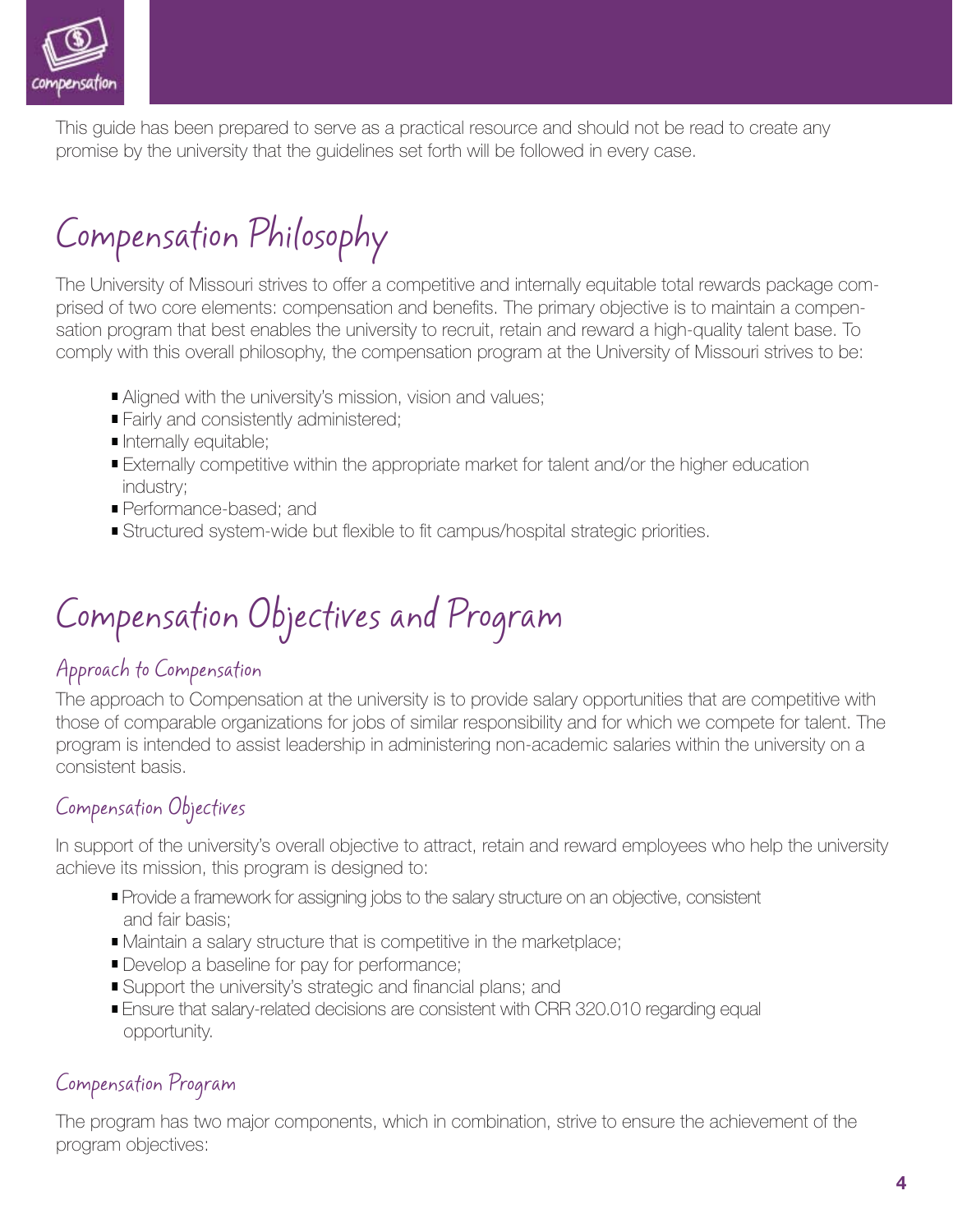This guide has been prepared to serve as a practical resource and should not be read to create any promise by the university that the guidelines set forth will be followed in every case.

# Compensation Philosophy

The University of Missouri strives to offer a competitive and internally equitable total rewards package comprised of two core elements: compensation and benefits. The primary objective is to maintain a compensation program that best enables the university to recruit, retain and reward a high-quality talent base. To comply with this overall philosophy, the compensation program at the University of Missouri strives to be:

- Aligned with the university's mission, vision and values;
- Fairly and consistently administered;
- Internally equitable;
- Externally competitive within the appropriate market for talent and/or the higher education industry;
- Performance-based; and
- Structured system-wide but flexible to fit campus/hospital strategic priorities.

# Compensation Objectives and Program

## Approach to Compensation

The approach to Compensation at the university is to provide salary opportunities that are competitive with those of comparable organizations for jobs of similar responsibility and for which we compete for talent. The program is intended to assist leadership in administering non-academic salaries within the university on a consistent basis.

## Compensation Objectives

In support of the university's overall objective to attract, retain and reward employees who help the university achieve its mission, this program is designed to:

- Provide a framework for assigning jobs to the salary structure on an objective, consistent and fair basis;
- Maintain a salary structure that is competitive in the marketplace;
- Develop a baseline for pay for performance;
- Support the university's strategic and financial plans; and
- Ensure that salary-related decisions are consistent with CRR 320.010 regarding equal opportunity.

## Compensation Program

The program has two major components, which in combination, strive to ensure the achievement of the program objectives: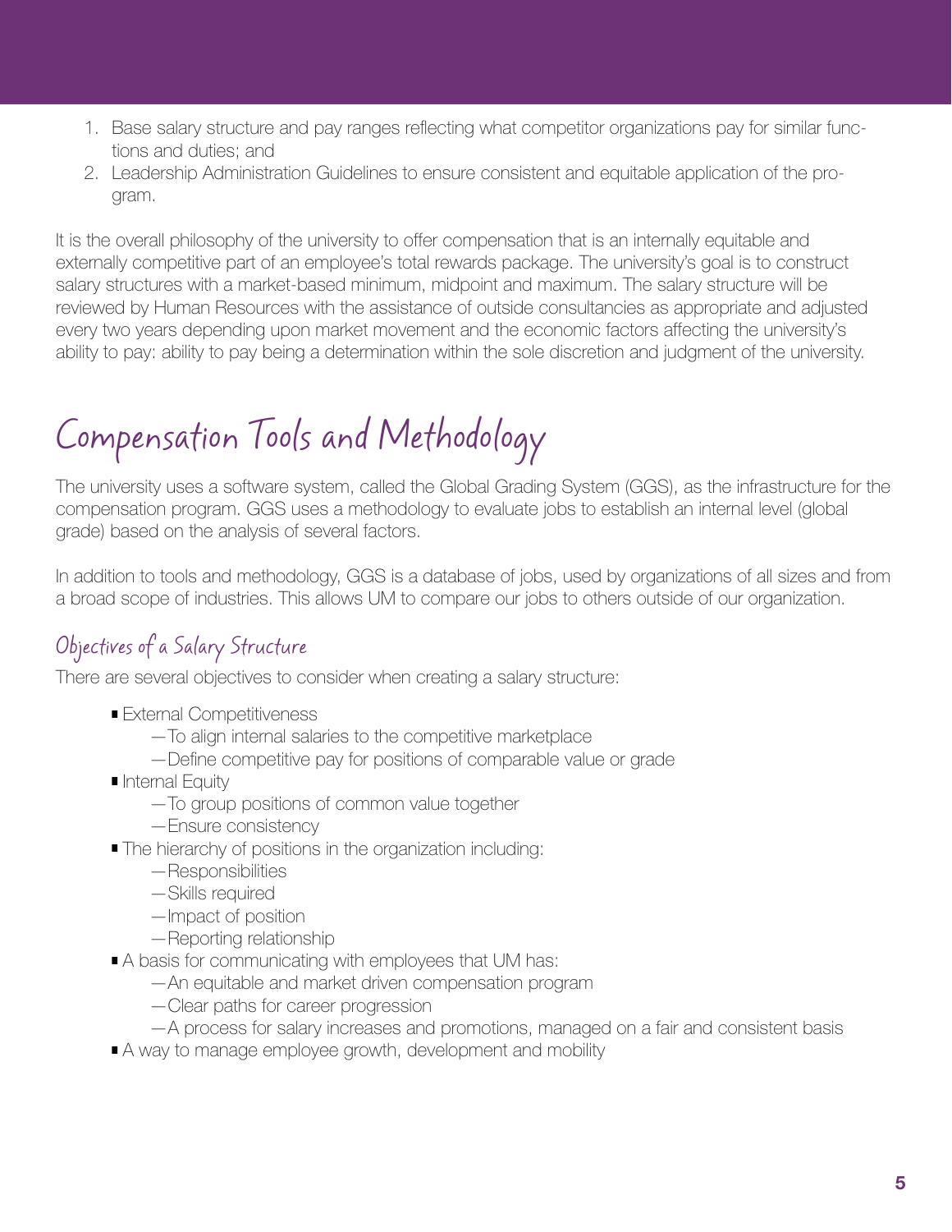1. Base salary structure and pay ranges reflecting what competitor organizations pay for similar functions and duties; and
2. Leadership Administration Guidelines to ensure consistent and equitable application of the program.

It is the overall philosophy of the university to offer compensation that is an internally equitable and externally competitive part of an employee's total rewards package. The university's goal is to construct salary structures with a market-based minimum, midpoint and maximum. The salary structure will be reviewed by Human Resources with the assistance of outside consultancies as appropriate and adjusted every two years depending upon market movement and the economic factors affecting the university's ability to pay: ability to pay being a determination within the sole discretion and judgment of the university.

# Compensation Tools and Methodology

The university uses a software system, called the Global Grading System (GGS), as the infrastructure for the compensation program. GGS uses a methodology to evaluate jobs to establish an internal level (global grade) based on the analysis of several factors.

In addition to tools and methodology, GGS is a database of jobs, used by organizations of all sizes and from a broad scope of industries. This allows UM to compare our jobs to others outside of our organization.

## Objectives of a Salary Structure

There are several objectives to consider when creating a salary structure:

- External Competitiveness
  - To align internal salaries to the competitive marketplace
  - Define competitive pay for positions of comparable value or grade
- Internal Equity
  - To group positions of common value together
  - Ensure consistency
- The hierarchy of positions in the organization including:
  - Responsibilities
  - Skills required
  - Impact of position
  - Reporting relationship
- A basis for communicating with employees that UM has:
  - An equitable and market driven compensation program
  - Clear paths for career progression
  - A process for salary increases and promotions, managed on a fair and consistent basis
- A way to manage employee growth, development and mobility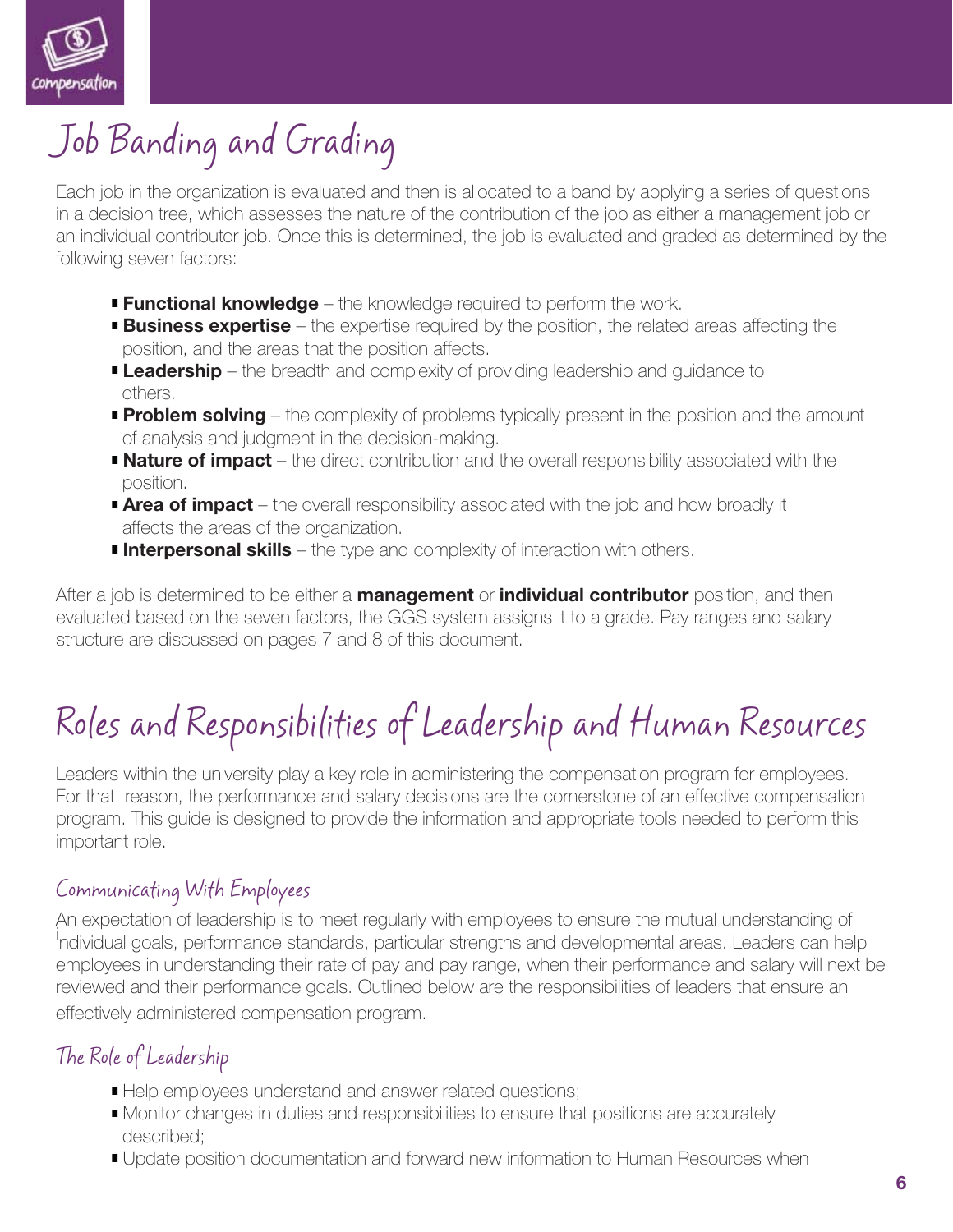# Job Banding and Grading

Each job in the organization is evaluated and then is allocated to a band by applying a series of questions in a decision tree, which assesses the nature of the contribution of the job as either a management job or an individual contributor job. Once this is determined, the job is evaluated and graded as determined by the following seven factors:

- **Functional knowledge** – the knowledge required to perform the work.
- **Business expertise** – the expertise required by the position, the related areas affecting the position, and the areas that the position affects.
- **Leadership** – the breadth and complexity of providing leadership and guidance to others.
- **Problem solving** – the complexity of problems typically present in the position and the amount of analysis and judgment in the decision-making.
- **Nature of impact** – the direct contribution and the overall responsibility associated with the position.
- **Area of impact** – the overall responsibility associated with the job and how broadly it affects the areas of the organization.
- **Interpersonal skills** – the type and complexity of interaction with others.

After a job is determined to be either a **management** or **individual contributor** position, and then evaluated based on the seven factors, the GGS system assigns it to a grade. Pay ranges and salary structure are discussed on pages 7 and 8 of this document.

# Roles and Responsibilities of Leadership and Human Resources

Leaders within the university play a key role in administering the compensation program for employees. For that reason, the performance and salary decisions are the cornerstone of an effective compensation program. This guide is designed to provide the information and appropriate tools needed to perform this important role.

## Communicating With Employees

An expectation of leadership is to meet regularly with employees to ensure the mutual understanding of individual goals, performance standards, particular strengths and developmental areas. Leaders can help employees in understanding their rate of pay and pay range, when their performance and salary will next be reviewed and their performance goals. Outlined below are the responsibilities of leaders that ensure an effectively administered compensation program.

## The Role of Leadership

- Help employees understand and answer related questions;
- Monitor changes in duties and responsibilities to ensure that positions are accurately described;
- Update position documentation and forward new information to Human Resources when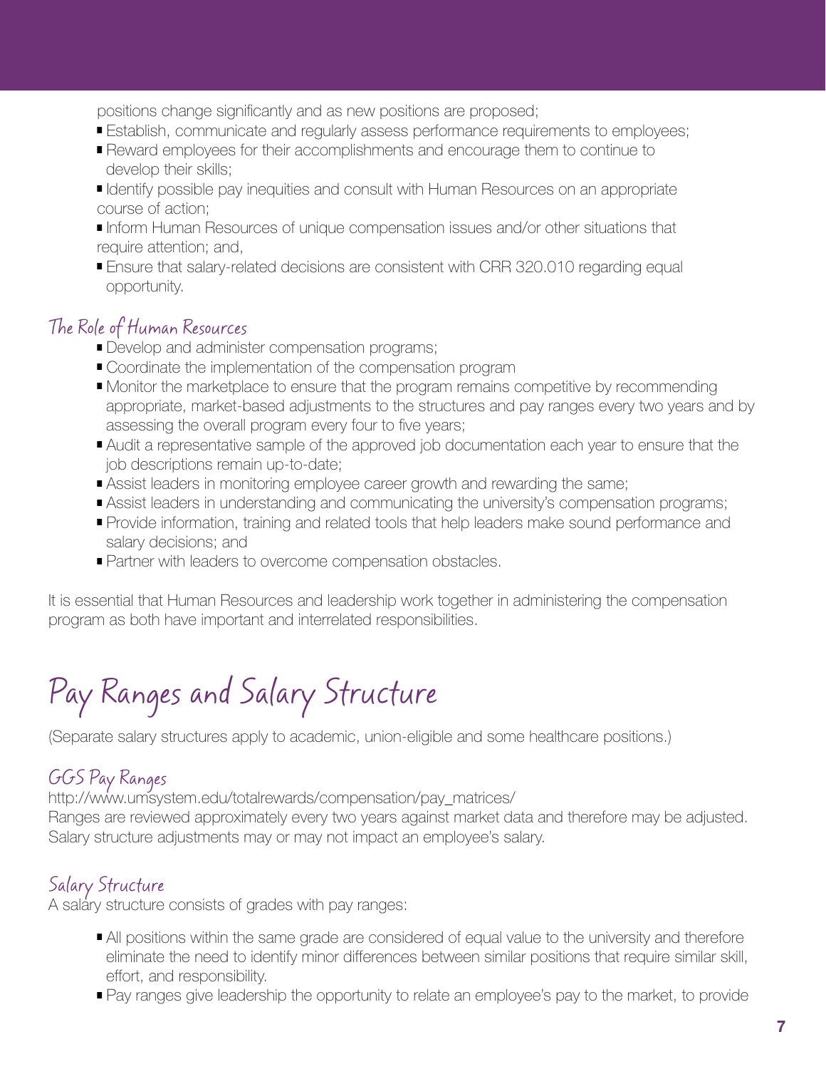positions change significantly and as new positions are proposed;

- Establish, communicate and regularly assess performance requirements to employees;
- Reward employees for their accomplishments and encourage them to continue to develop their skills;
- Identify possible pay inequities and consult with Human Resources on an appropriate course of action;
- Inform Human Resources of unique compensation issues and/or other situations that require attention; and,
- Ensure that salary-related decisions are consistent with CRR 320.010 regarding equal opportunity.

### The Role of Human Resources

- Develop and administer compensation programs;
- Coordinate the implementation of the compensation program
- Monitor the marketplace to ensure that the program remains competitive by recommending appropriate, market-based adjustments to the structures and pay ranges every two years and by assessing the overall program every four to five years;
- Audit a representative sample of the approved job documentation each year to ensure that the job descriptions remain up-to-date;
- Assist leaders in monitoring employee career growth and rewarding the same;
- Assist leaders in understanding and communicating the university's compensation programs;
- Provide information, training and related tools that help leaders make sound performance and salary decisions; and
- Partner with leaders to overcome compensation obstacles.

It is essential that Human Resources and leadership work together in administering the compensation program as both have important and interrelated responsibilities.

## Pay Ranges and Salary Structure

(Separate salary structures apply to academic, union-eligible and some healthcare positions.)

### GGS Pay Ranges

http://www.umsystem.edu/totalrewards/compensation/pay_matrices/

Ranges are reviewed approximately every two years against market data and therefore may be adjusted. Salary structure adjustments may or may not impact an employee's salary.

### Salary Structure

A salary structure consists of grades with pay ranges:

- All positions within the same grade are considered of equal value to the university and therefore eliminate the need to identify minor differences between similar positions that require similar skill, effort, and responsibility.
- Pay ranges give leadership the opportunity to relate an employee's pay to the market, to provide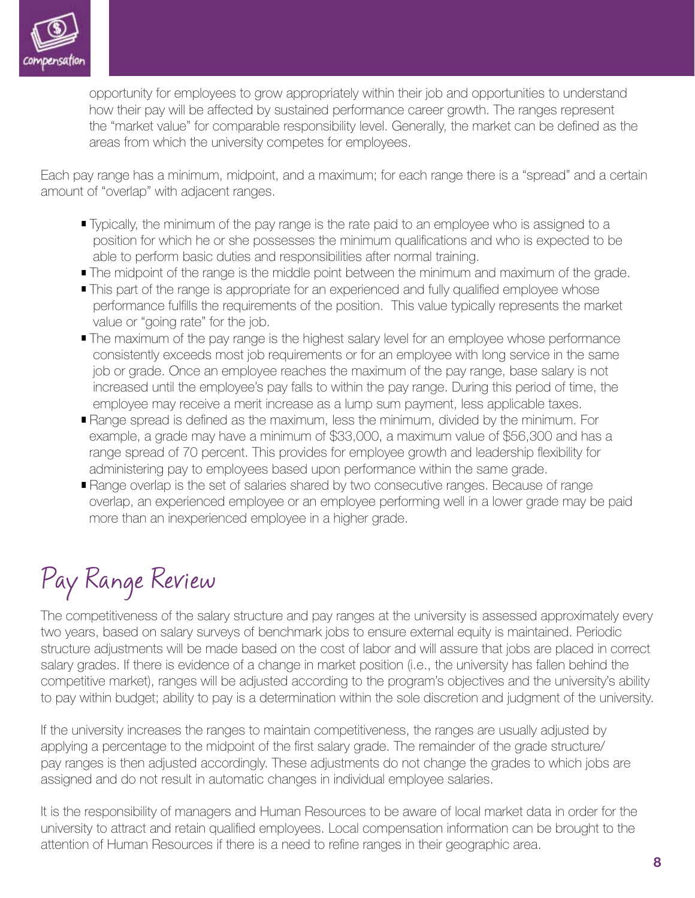opportunity for employees to grow appropriately within their job and opportunities to understand how their pay will be affected by sustained performance career growth. The ranges represent the "market value" for comparable responsibility level. Generally, the market can be defined as the areas from which the university competes for employees.

Each pay range has a minimum, midpoint, and a maximum; for each range there is a "spread" and a certain amount of "overlap" with adjacent ranges.

- Typically, the minimum of the pay range is the rate paid to an employee who is assigned to a position for which he or she possesses the minimum qualifications and who is expected to be able to perform basic duties and responsibilities after normal training.
- The midpoint of the range is the middle point between the minimum and maximum of the grade.
- This part of the range is appropriate for an experienced and fully qualified employee whose performance fulfills the requirements of the position. This value typically represents the market value or "going rate" for the job.
- The maximum of the pay range is the highest salary level for an employee whose performance consistently exceeds most job requirements or for an employee with long service in the same job or grade. Once an employee reaches the maximum of the pay range, base salary is not increased until the employee's pay falls to within the pay range. During this period of time, the employee may receive a merit increase as a lump sum payment, less applicable taxes.
- Range spread is defined as the maximum, less the minimum, divided by the minimum. For example, a grade may have a minimum of $33,000, a maximum value of $56,300 and has a range spread of 70 percent. This provides for employee growth and leadership flexibility for administering pay to employees based upon performance within the same grade.
- Range overlap is the set of salaries shared by two consecutive ranges. Because of range overlap, an experienced employee or an employee performing well in a lower grade may be paid more than an inexperienced employee in a higher grade.

# Pay Range Review

The competitiveness of the salary structure and pay ranges at the university is assessed approximately every two years, based on salary surveys of benchmark jobs to ensure external equity is maintained. Periodic structure adjustments will be made based on the cost of labor and will assure that jobs are placed in correct salary grades. If there is evidence of a change in market position (i.e., the university has fallen behind the competitive market), ranges will be adjusted according to the program's objectives and the university's ability to pay within budget; ability to pay is a determination within the sole discretion and judgment of the university.

If the university increases the ranges to maintain competitiveness, the ranges are usually adjusted by applying a percentage to the midpoint of the first salary grade. The remainder of the grade structure/ pay ranges is then adjusted accordingly. These adjustments do not change the grades to which jobs are assigned and do not result in automatic changes in individual employee salaries.

It is the responsibility of managers and Human Resources to be aware of local market data in order for the university to attract and retain qualified employees. Local compensation information can be brought to the attention of Human Resources if there is a need to refine ranges in their geographic area.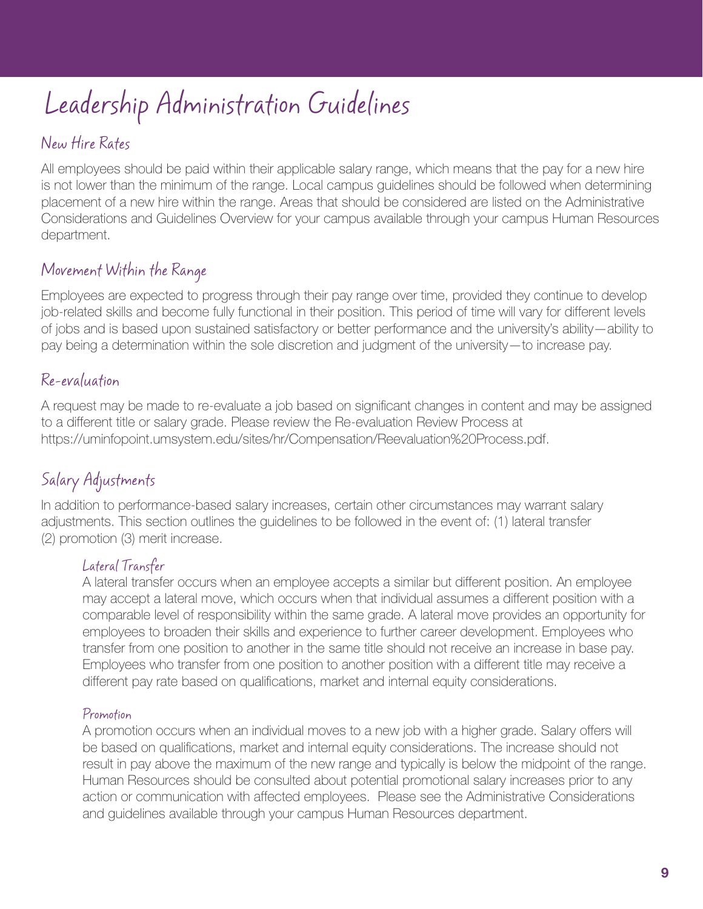# Leadership Administration Guidelines

## New Hire Rates

All employees should be paid within their applicable salary range, which means that the pay for a new hire is not lower than the minimum of the range. Local campus guidelines should be followed when determining placement of a new hire within the range. Areas that should be considered are listed on the Administrative Considerations and Guidelines Overview for your campus available through your campus Human Resources department.

## Movement Within the Range

Employees are expected to progress through their pay range over time, provided they continue to develop job-related skills and become fully functional in their position. This period of time will vary for different levels of jobs and is based upon sustained satisfactory or better performance and the university's ability—ability to pay being a determination within the sole discretion and judgment of the university—to increase pay.

## Re-evaluation

A request may be made to re-evaluate a job based on significant changes in content and may be assigned to a different title or salary grade. Please review the Re-evaluation Review Process at https://uminfopoint.umsystem.edu/sites/hr/Compensation/Reevaluation%20Process.pdf.

## Salary Adjustments

In addition to performance-based salary increases, certain other circumstances may warrant salary adjustments. This section outlines the guidelines to be followed in the event of: (1) lateral transfer (2) promotion (3) merit increase.

### Lateral Transfer

A lateral transfer occurs when an employee accepts a similar but different position. An employee may accept a lateral move, which occurs when that individual assumes a different position with a comparable level of responsibility within the same grade. A lateral move provides an opportunity for employees to broaden their skills and experience to further career development. Employees who transfer from one position to another in the same title should not receive an increase in base pay. Employees who transfer from one position to another position with a different title may receive a different pay rate based on qualifications, market and internal equity considerations.

### Promotion

A promotion occurs when an individual moves to a new job with a higher grade. Salary offers will be based on qualifications, market and internal equity considerations. The increase should not result in pay above the maximum of the new range and typically is below the midpoint of the range. Human Resources should be consulted about potential promotional salary increases prior to any action or communication with affected employees. Please see the Administrative Considerations and guidelines available through your campus Human Resources department.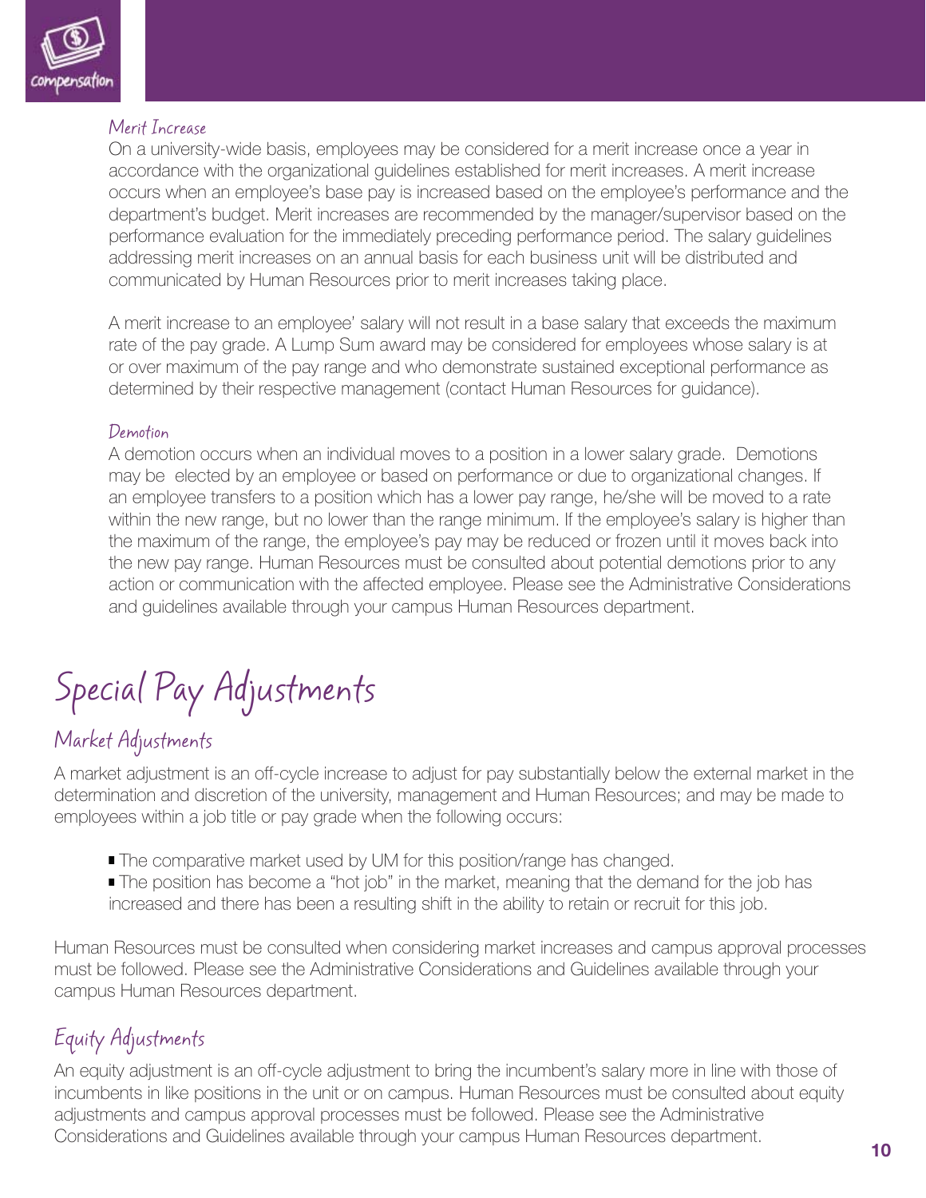### Merit Increase

On a university-wide basis, employees may be considered for a merit increase once a year in accordance with the organizational guidelines established for merit increases. A merit increase occurs when an employee's base pay is increased based on the employee's performance and the department's budget. Merit increases are recommended by the manager/supervisor based on the performance evaluation for the immediately preceding performance period. The salary guidelines addressing merit increases on an annual basis for each business unit will be distributed and communicated by Human Resources prior to merit increases taking place.

A merit increase to an employee' salary will not result in a base salary that exceeds the maximum rate of the pay grade. A Lump Sum award may be considered for employees whose salary is at or over maximum of the pay range and who demonstrate sustained exceptional performance as determined by their respective management (contact Human Resources for guidance).

### Demotion

A demotion occurs when an individual moves to a position in a lower salary grade. Demotions may be elected by an employee or based on performance or due to organizational changes. If an employee transfers to a position which has a lower pay range, he/she will be moved to a rate within the new range, but no lower than the range minimum. If the employee's salary is higher than the maximum of the range, the employee's pay may be reduced or frozen until it moves back into the new pay range. Human Resources must be consulted about potential demotions prior to any action or communication with the affected employee. Please see the Administrative Considerations and guidelines available through your campus Human Resources department.

# Special Pay Adjustments

## Market Adjustments

A market adjustment is an off-cycle increase to adjust for pay substantially below the external market in the determination and discretion of the university, management and Human Resources; and may be made to employees within a job title or pay grade when the following occurs:

- The comparative market used by UM for this position/range has changed.
- The position has become a "hot job" in the market, meaning that the demand for the job has increased and there has been a resulting shift in the ability to retain or recruit for this job.

Human Resources must be consulted when considering market increases and campus approval processes must be followed. Please see the Administrative Considerations and Guidelines available through your campus Human Resources department.

## Equity Adjustments

An equity adjustment is an off-cycle adjustment to bring the incumbent's salary more in line with those of incumbents in like positions in the unit or on campus. Human Resources must be consulted about equity adjustments and campus approval processes must be followed. Please see the Administrative Considerations and Guidelines available through your campus Human Resources department.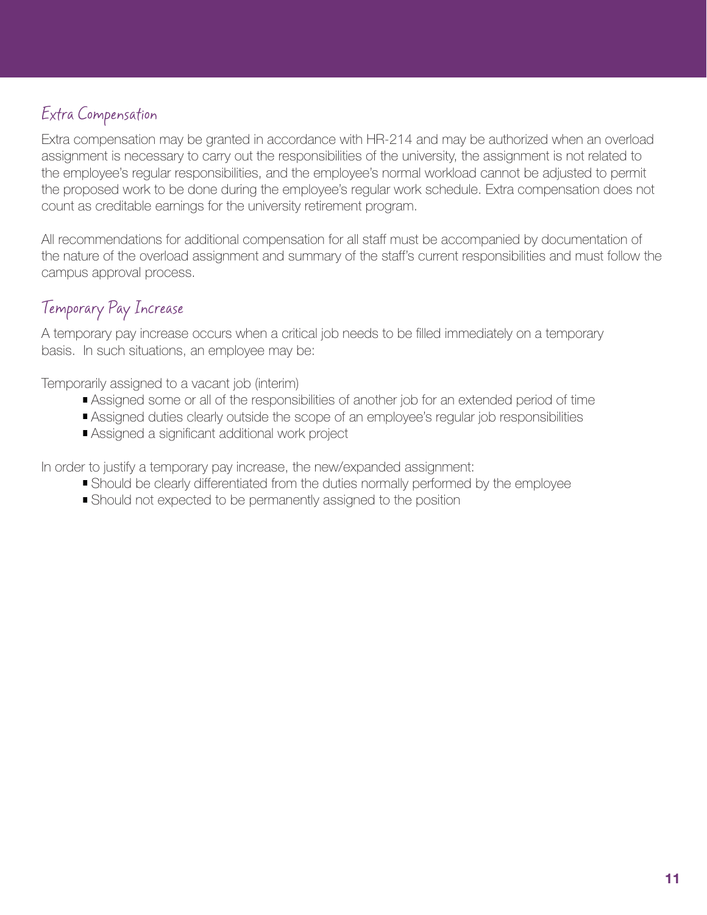## Extra Compensation

Extra compensation may be granted in accordance with HR-214 and may be authorized when an overload assignment is necessary to carry out the responsibilities of the university, the assignment is not related to the employee's regular responsibilities, and the employee's normal workload cannot be adjusted to permit the proposed work to be done during the employee's regular work schedule. Extra compensation does not count as creditable earnings for the university retirement program.

All recommendations for additional compensation for all staff must be accompanied by documentation of the nature of the overload assignment and summary of the staff's current responsibilities and must follow the campus approval process.

## Temporary Pay Increase

A temporary pay increase occurs when a critical job needs to be filled immediately on a temporary basis. In such situations, an employee may be:

Temporarily assigned to a vacant job (interim)

- Assigned some or all of the responsibilities of another job for an extended period of time
- Assigned duties clearly outside the scope of an employee's regular job responsibilities
- Assigned a significant additional work project

In order to justify a temporary pay increase, the new/expanded assignment:

- Should be clearly differentiated from the duties normally performed by the employee
- Should not expected to be permanently assigned to the position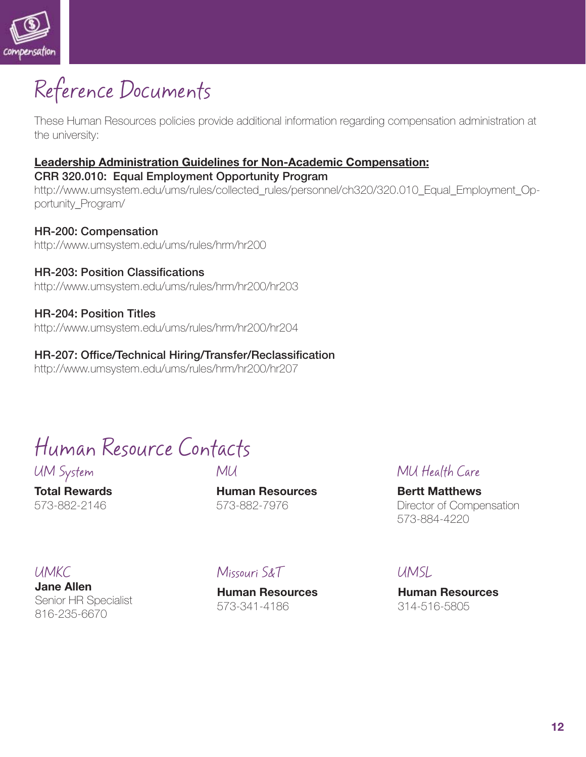# Reference Documents

These Human Resources policies provide additional information regarding compensation administration at the university:

**Leadership Administration Guidelines for Non-Academic Compensation:**

**CRR 320.010: Equal Employment Opportunity Program**
http://www.umsystem.edu/ums/rules/collected_rules/personnel/ch320/320.010_Equal_Employment_Opportunity_Program/

**HR-200: Compensation**
http://www.umsystem.edu/ums/rules/hrm/hr200

**HR-203: Position Classifications**
http://www.umsystem.edu/ums/rules/hrm/hr200/hr203

**HR-204: Position Titles**
http://www.umsystem.edu/ums/rules/hrm/hr200/hr204

**HR-207: Office/Technical Hiring/Transfer/Reclassification**
http://www.umsystem.edu/ums/rules/hrm/hr200/hr207

# Human Resource Contacts

## UM System

**Total Rewards**
573-882-2146

## MU

**Human Resources**
573-882-7976

## MU Health Care

**Bertt Matthews**
Director of Compensation
573-884-4220

## UMKC

**Jane Allen**
Senior HR Specialist
816-235-6670

## Missouri S&T

**Human Resources**
573-341-4186

## UMSL

**Human Resources**
314-516-5805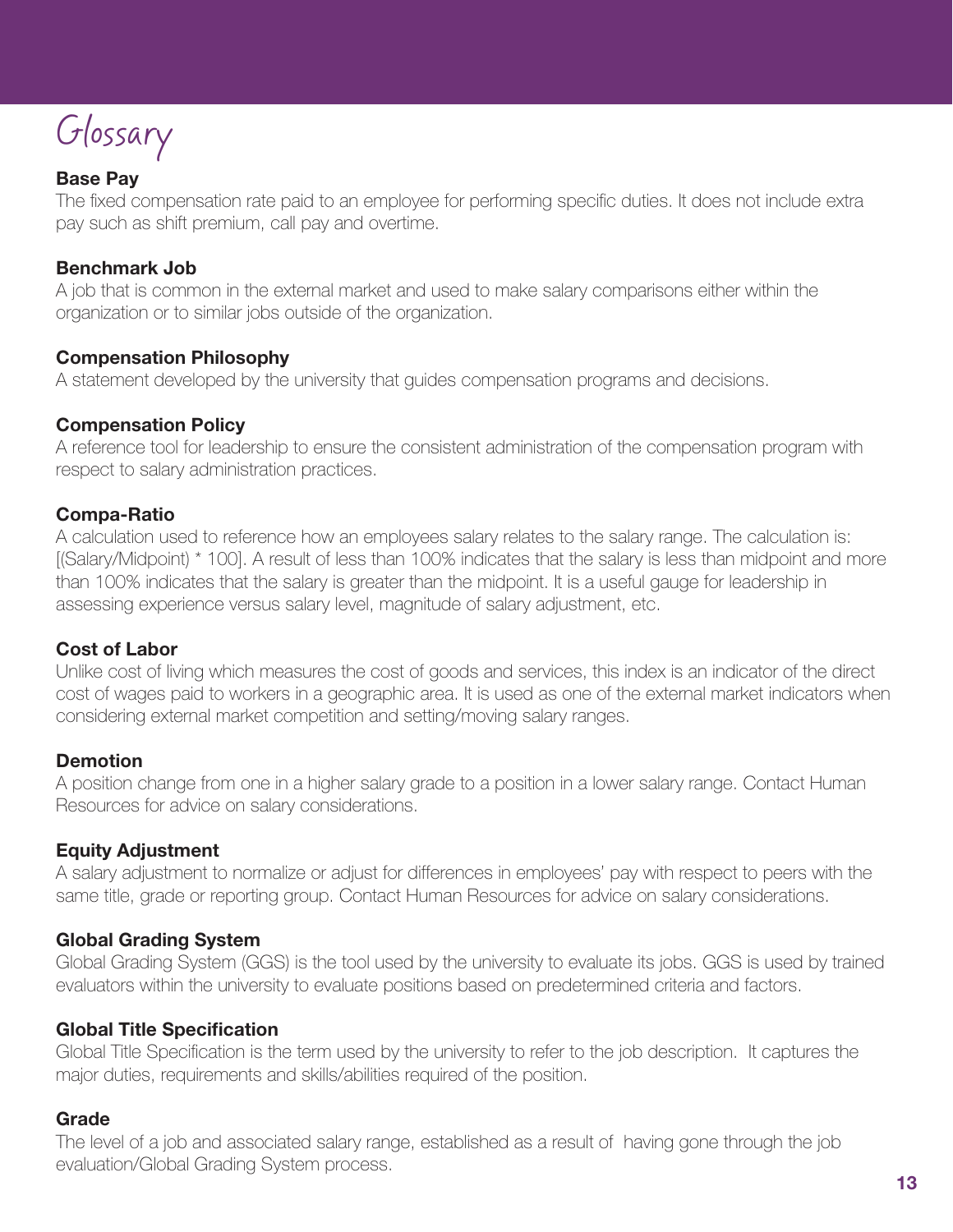# Glossary

**Base Pay**
The fixed compensation rate paid to an employee for performing specific duties. It does not include extra pay such as shift premium, call pay and overtime.

**Benchmark Job**
A job that is common in the external market and used to make salary comparisons either within the organization or to similar jobs outside of the organization.

**Compensation Philosophy**
A statement developed by the university that guides compensation programs and decisions.

**Compensation Policy**
A reference tool for leadership to ensure the consistent administration of the compensation program with respect to salary administration practices.

**Compa-Ratio**
A calculation used to reference how an employees salary relates to the salary range. The calculation is: [(Salary/Midpoint) * 100]. A result of less than 100% indicates that the salary is less than midpoint and more than 100% indicates that the salary is greater than the midpoint. It is a useful gauge for leadership in assessing experience versus salary level, magnitude of salary adjustment, etc.

**Cost of Labor**
Unlike cost of living which measures the cost of goods and services, this index is an indicator of the direct cost of wages paid to workers in a geographic area. It is used as one of the external market indicators when considering external market competition and setting/moving salary ranges.

**Demotion**
A position change from one in a higher salary grade to a position in a lower salary range. Contact Human Resources for advice on salary considerations.

**Equity Adjustment**
A salary adjustment to normalize or adjust for differences in employees' pay with respect to peers with the same title, grade or reporting group. Contact Human Resources for advice on salary considerations.

**Global Grading System**
Global Grading System (GGS) is the tool used by the university to evaluate its jobs. GGS is used by trained evaluators within the university to evaluate positions based on predetermined criteria and factors.

**Global Title Specification**
Global Title Specification is the term used by the university to refer to the job description. It captures the major duties, requirements and skills/abilities required of the position.

**Grade**
The level of a job and associated salary range, established as a result of having gone through the job evaluation/Global Grading System process.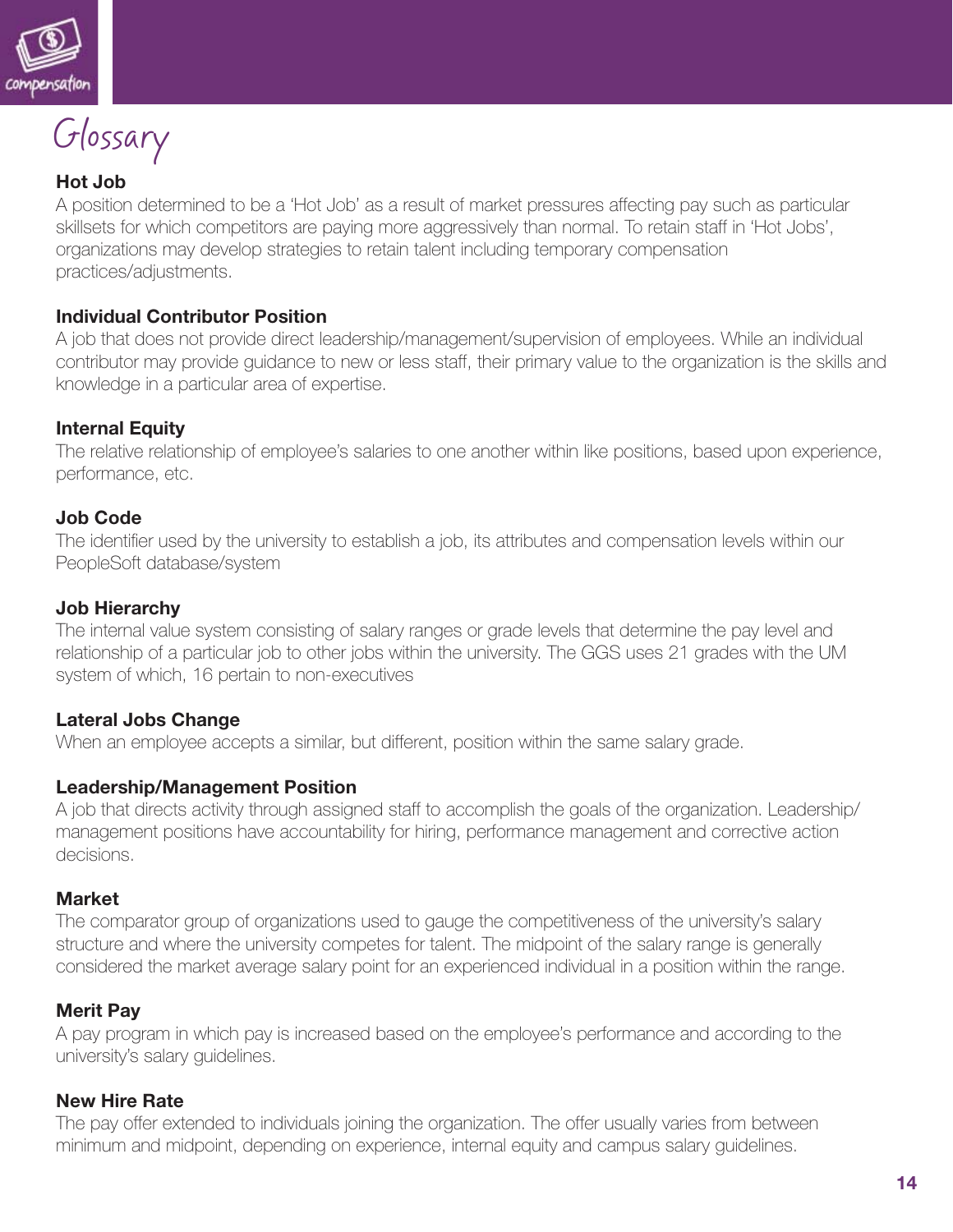# Glossary

### Hot Job
A position determined to be a 'Hot Job' as a result of market pressures affecting pay such as particular skillsets for which competitors are paying more aggressively than normal. To retain staff in 'Hot Jobs', organizations may develop strategies to retain talent including temporary compensation practices/adjustments.

### Individual Contributor Position
A job that does not provide direct leadership/management/supervision of employees. While an individual contributor may provide guidance to new or less staff, their primary value to the organization is the skills and knowledge in a particular area of expertise.

### Internal Equity
The relative relationship of employee's salaries to one another within like positions, based upon experience, performance, etc.

### Job Code
The identifier used by the university to establish a job, its attributes and compensation levels within our PeopleSoft database/system

### Job Hierarchy
The internal value system consisting of salary ranges or grade levels that determine the pay level and relationship of a particular job to other jobs within the university. The GGS uses 21 grades with the UM system of which, 16 pertain to non-executives

### Lateral Jobs Change
When an employee accepts a similar, but different, position within the same salary grade.

### Leadership/Management Position
A job that directs activity through assigned staff to accomplish the goals of the organization. Leadership/management positions have accountability for hiring, performance management and corrective action decisions.

### Market
The comparator group of organizations used to gauge the competitiveness of the university's salary structure and where the university competes for talent. The midpoint of the salary range is generally considered the market average salary point for an experienced individual in a position within the range.

### Merit Pay
A pay program in which pay is increased based on the employee's performance and according to the university's salary guidelines.

### New Hire Rate
The pay offer extended to individuals joining the organization. The offer usually varies from between minimum and midpoint, depending on experience, internal equity and campus salary guidelines.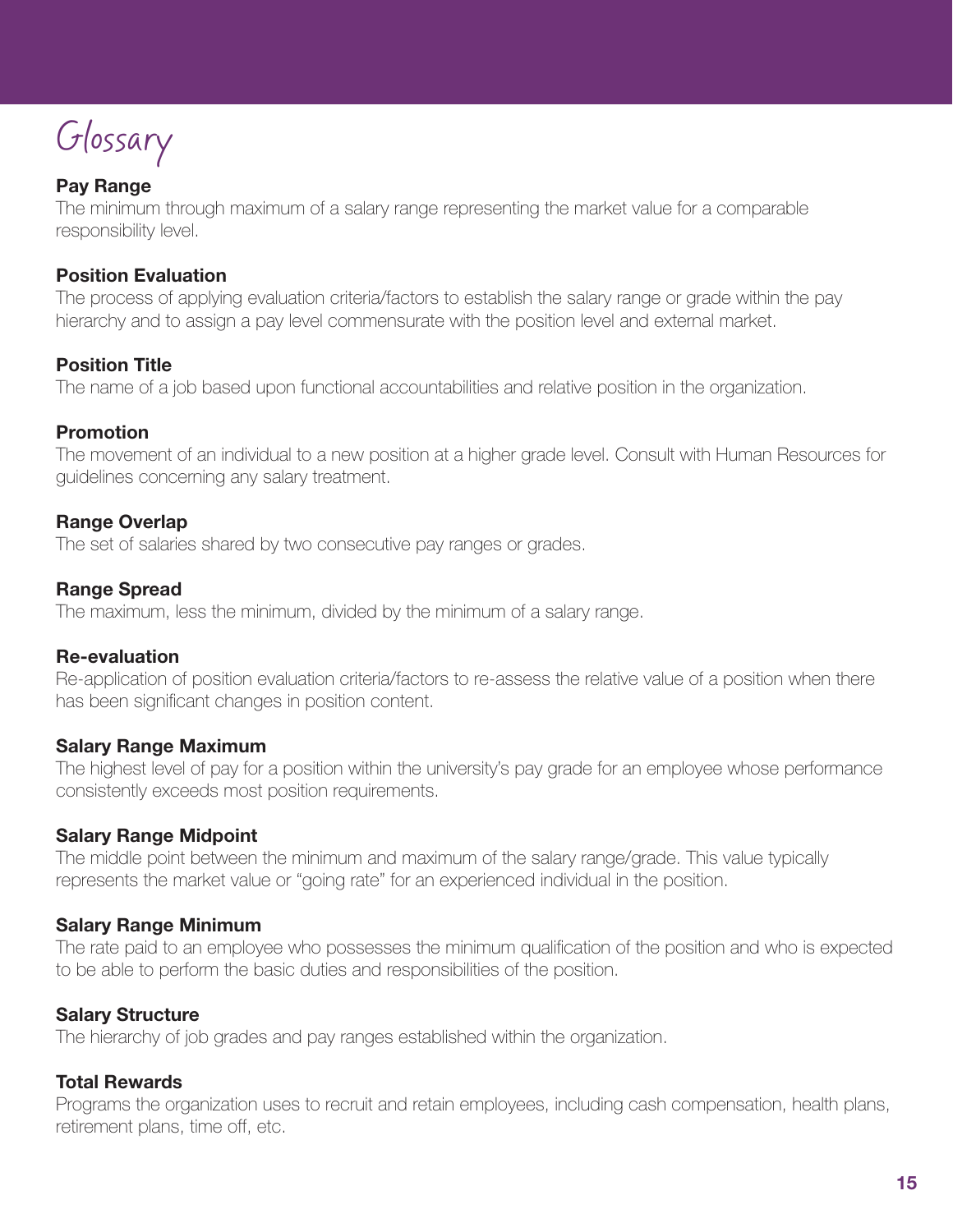# Glossary

**Pay Range**

The minimum through maximum of a salary range representing the market value for a comparable responsibility level.

**Position Evaluation**

The process of applying evaluation criteria/factors to establish the salary range or grade within the pay hierarchy and to assign a pay level commensurate with the position level and external market.

**Position Title**

The name of a job based upon functional accountabilities and relative position in the organization.

**Promotion**

The movement of an individual to a new position at a higher grade level. Consult with Human Resources for guidelines concerning any salary treatment.

**Range Overlap**

The set of salaries shared by two consecutive pay ranges or grades.

**Range Spread**

The maximum, less the minimum, divided by the minimum of a salary range.

**Re-evaluation**

Re-application of position evaluation criteria/factors to re-assess the relative value of a position when there has been significant changes in position content.

**Salary Range Maximum**

The highest level of pay for a position within the university's pay grade for an employee whose performance consistently exceeds most position requirements.

**Salary Range Midpoint**

The middle point between the minimum and maximum of the salary range/grade. This value typically represents the market value or "going rate" for an experienced individual in the position.

**Salary Range Minimum**

The rate paid to an employee who possesses the minimum qualification of the position and who is expected to be able to perform the basic duties and responsibilities of the position.

**Salary Structure**

The hierarchy of job grades and pay ranges established within the organization.

**Total Rewards**

Programs the organization uses to recruit and retain employees, including cash compensation, health plans, retirement plans, time off, etc.